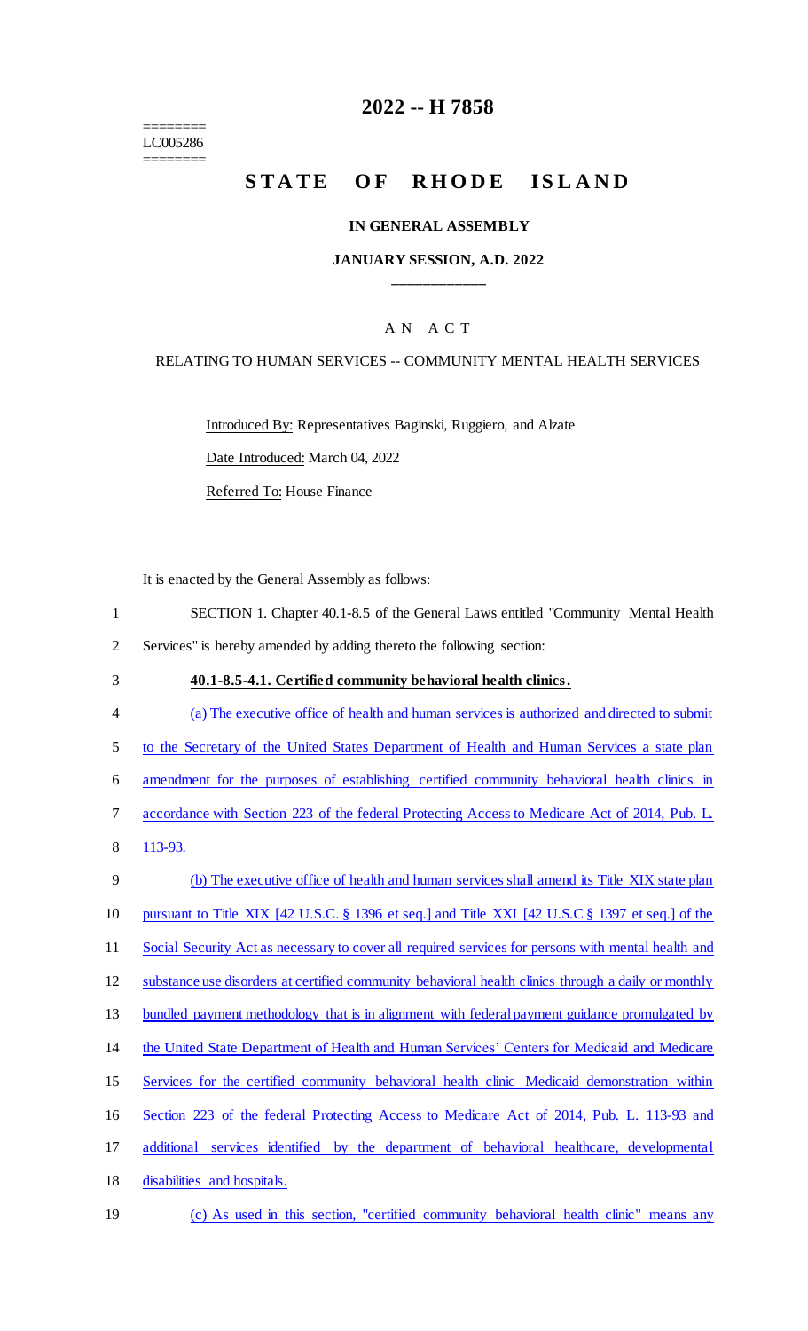========
LC005286
========

# 2022 -- H 7858

# STATE OF RHODE ISLAND

## IN GENERAL ASSEMBLY

## JANUARY SESSION, A.D. 2022

### A N A C T

### RELATING TO HUMAN SERVICES -- COMMUNITY MENTAL HEALTH SERVICES

Introduced By: Representatives Baginski, Ruggiero, and Alzate

Date Introduced: March 04, 2022

Referred To: House Finance

It is enacted by the General Assembly as follows:

1 SECTION 1. Chapter 40.1-8.5 of the General Laws entitled "Community Mental Health
2 Services" is hereby amended by adding thereto the following section:

3 **40.1-8.5-4.1. Certified community behavioral health clinics.**

4 (a) The executive office of health and human services is authorized and directed to submit
5 to the Secretary of the United States Department of Health and Human Services a state plan
6 amendment for the purposes of establishing certified community behavioral health clinics in
7 accordance with Section 223 of the federal Protecting Access to Medicare Act of 2014, Pub. L.
8 113-93.

9 (b) The executive office of health and human services shall amend its Title XIX state plan
10 pursuant to Title XIX [42 U.S.C. § 1396 et seq.] and Title XXI [42 U.S.C § 1397 et seq.] of the
11 Social Security Act as necessary to cover all required services for persons with mental health and
12 substance use disorders at certified community behavioral health clinics through a daily or monthly
13 bundled payment methodology that is in alignment with federal payment guidance promulgated by
14 the United State Department of Health and Human Services' Centers for Medicaid and Medicare
15 Services for the certified community behavioral health clinic Medicaid demonstration within
16 Section 223 of the federal Protecting Access to Medicare Act of 2014, Pub. L. 113-93 and
17 additional services identified by the department of behavioral healthcare, developmental
18 disabilities and hospitals.

19 (c) As used in this section, "certified community behavioral health clinic" means any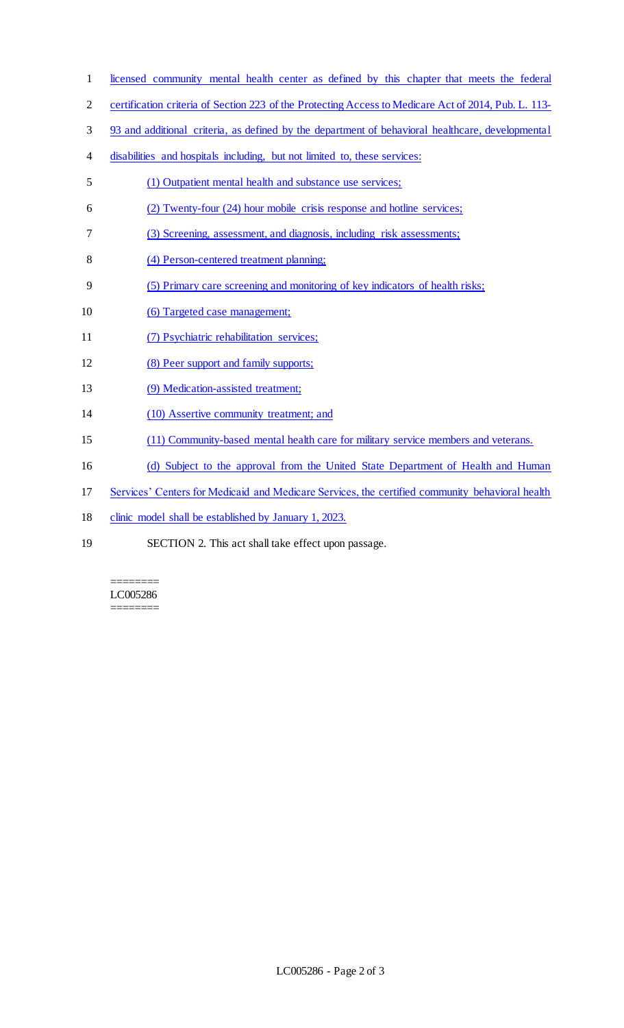licensed community mental health center as defined by this chapter that meets the federal certification criteria of Section 223 of the Protecting Access to Medicare Act of 2014, Pub. L. 113-93 and additional criteria, as defined by the department of behavioral healthcare, developmental disabilities and hospitals including, but not limited to, these services:

(1) Outpatient mental health and substance use services;

(2) Twenty-four (24) hour mobile crisis response and hotline services;

(3) Screening, assessment, and diagnosis, including risk assessments;

(4) Person-centered treatment planning;

(5) Primary care screening and monitoring of key indicators of health risks;

(6) Targeted case management;

(7) Psychiatric rehabilitation services;

(8) Peer support and family supports;

(9) Medication-assisted treatment;

(10) Assertive community treatment; and

(11) Community-based mental health care for military service members and veterans.

(d) Subject to the approval from the United State Department of Health and Human Services' Centers for Medicaid and Medicare Services, the certified community behavioral health clinic model shall be established by January 1, 2023.

SECTION 2. This act shall take effect upon passage.

========
LC005286
========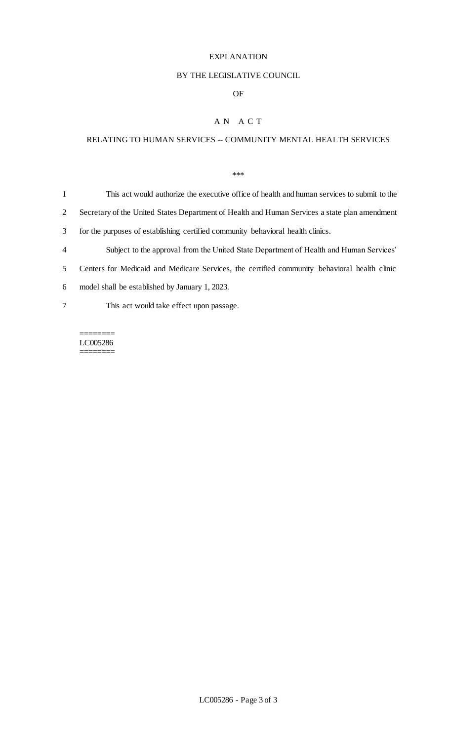EXPLANATION

BY THE LEGISLATIVE COUNCIL

OF

A N A C T

RELATING TO HUMAN SERVICES -- COMMUNITY MENTAL HEALTH SERVICES

\*\*\*

This act would authorize the executive office of health and human services to submit to the Secretary of the United States Department of Health and Human Services a state plan amendment for the purposes of establishing certified community behavioral health clinics.

Subject to the approval from the United State Department of Health and Human Services' Centers for Medicaid and Medicare Services, the certified community behavioral health clinic model shall be established by January 1, 2023.

This act would take effect upon passage.

========
LC005286
========